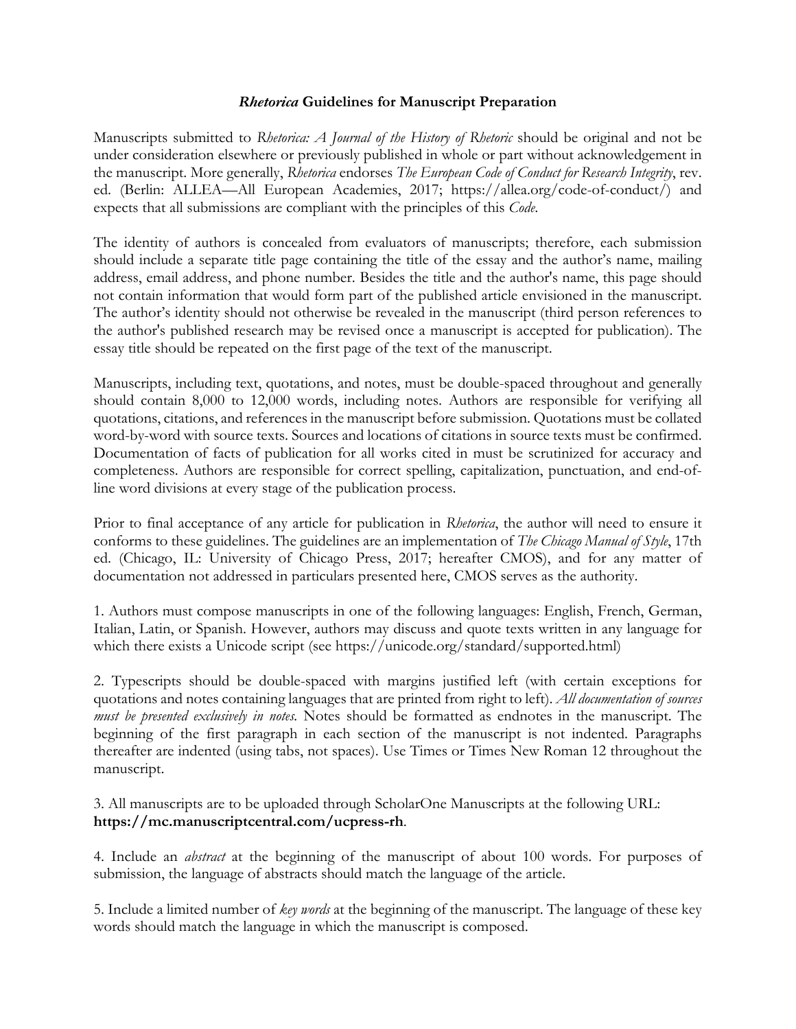## *Rhetorica* Guidelines for Manuscript Preparation

Manuscripts submitted to *Rhetorica: A Journal of the History of Rhetoric* should be original and not be under consideration elsewhere or previously published in whole or part without acknowledgement in the manuscript. More generally, *Rhetorica* endorses *The European Code of Conduct for Research Integrity*, rev. ed. (Berlin: ALLEA—All European Academies, 2017; https://allea.org/code-of-conduct/) and expects that all submissions are compliant with the principles of this *Code*.

The identity of authors is concealed from evaluators of manuscripts; therefore, each submission should include a separate title page containing the title of the essay and the author's name, mailing address, email address, and phone number. Besides the title and the author's name, this page should not contain information that would form part of the published article envisioned in the manuscript. The author's identity should not otherwise be revealed in the manuscript (third person references to the author's published research may be revised once a manuscript is accepted for publication). The essay title should be repeated on the first page of the text of the manuscript.

Manuscripts, including text, quotations, and notes, must be double-spaced throughout and generally should contain 8,000 to 12,000 words, including notes. Authors are responsible for verifying all quotations, citations, and references in the manuscript before submission. Quotations must be collated word-by-word with source texts. Sources and locations of citations in source texts must be confirmed. Documentation of facts of publication for all works cited in must be scrutinized for accuracy and completeness. Authors are responsible for correct spelling, capitalization, punctuation, and end-of-line word divisions at every stage of the publication process.

Prior to final acceptance of any article for publication in *Rhetorica*, the author will need to ensure it conforms to these guidelines. The guidelines are an implementation of *The Chicago Manual of Style*, 17th ed. (Chicago, IL: University of Chicago Press, 2017; hereafter CMOS), and for any matter of documentation not addressed in particulars presented here, CMOS serves as the authority.

1. Authors must compose manuscripts in one of the following languages: English, French, German, Italian, Latin, or Spanish. However, authors may discuss and quote texts written in any language for which there exists a Unicode script (see https://unicode.org/standard/supported.html)

2. Typescripts should be double-spaced with margins justified left (with certain exceptions for quotations and notes containing languages that are printed from right to left). *All documentation of sources must be presented exclusively in notes.* Notes should be formatted as endnotes in the manuscript. The beginning of the first paragraph in each section of the manuscript is not indented. Paragraphs thereafter are indented (using tabs, not spaces). Use Times or Times New Roman 12 throughout the manuscript.

3. All manuscripts are to be uploaded through ScholarOne Manuscripts at the following URL: **https://mc.manuscriptcentral.com/ucpress-rh**.

4. Include an *abstract* at the beginning of the manuscript of about 100 words. For purposes of submission, the language of abstracts should match the language of the article.

5. Include a limited number of *key words* at the beginning of the manuscript. The language of these key words should match the language in which the manuscript is composed.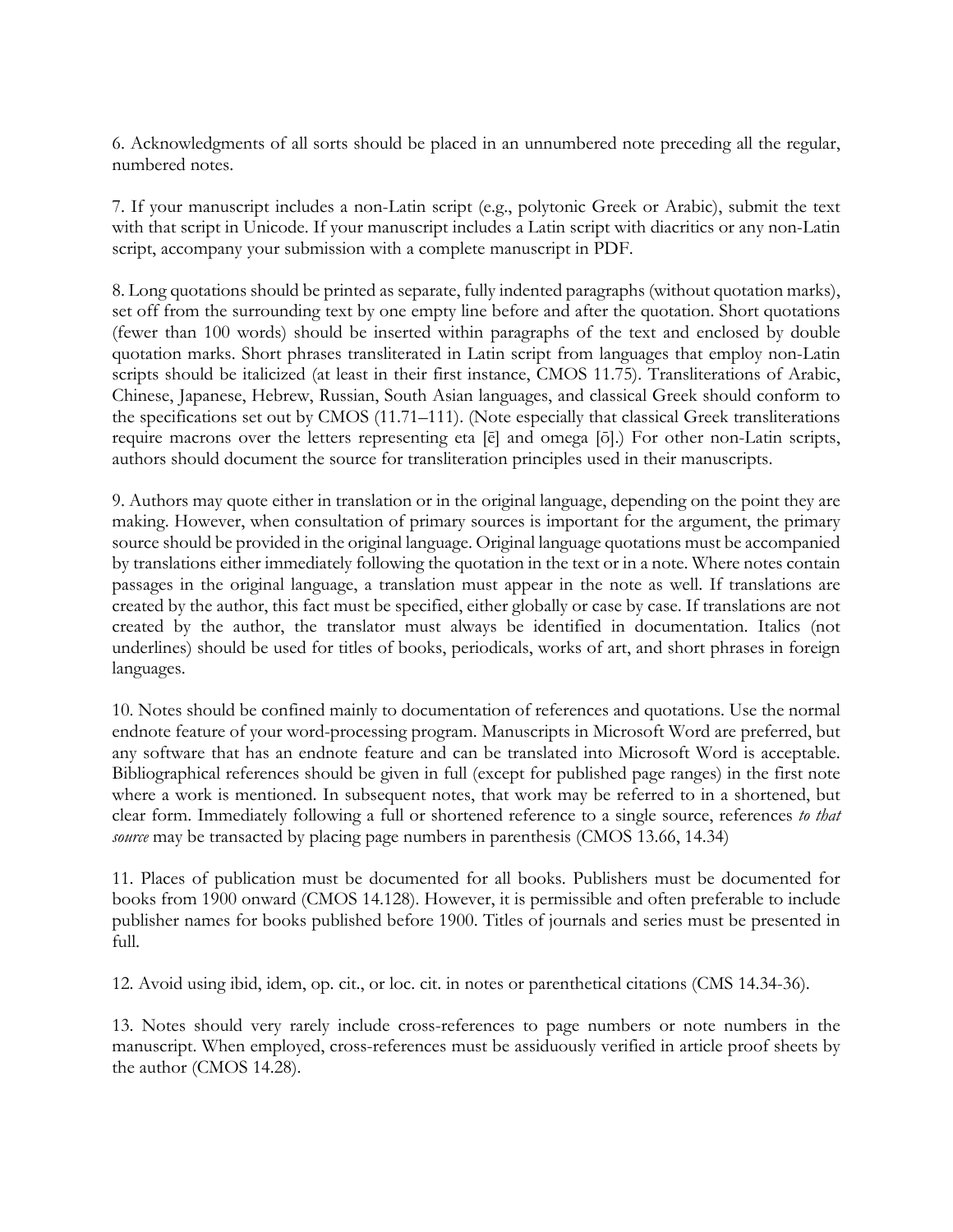6. Acknowledgments of all sorts should be placed in an unnumbered note preceding all the regular, numbered notes.

7. If your manuscript includes a non-Latin script (e.g., polytonic Greek or Arabic), submit the text with that script in Unicode. If your manuscript includes a Latin script with diacritics or any non-Latin script, accompany your submission with a complete manuscript in PDF.

8. Long quotations should be printed as separate, fully indented paragraphs (without quotation marks), set off from the surrounding text by one empty line before and after the quotation. Short quotations (fewer than 100 words) should be inserted within paragraphs of the text and enclosed by double quotation marks. Short phrases transliterated in Latin script from languages that employ non-Latin scripts should be italicized (at least in their first instance, CMOS 11.75). Transliterations of Arabic, Chinese, Japanese, Hebrew, Russian, South Asian languages, and classical Greek should conform to the specifications set out by CMOS (11.71–111). (Note especially that classical Greek transliterations require macrons over the letters representing eta [ē] and omega [ō].) For other non-Latin scripts, authors should document the source for transliteration principles used in their manuscripts.

9. Authors may quote either in translation or in the original language, depending on the point they are making. However, when consultation of primary sources is important for the argument, the primary source should be provided in the original language. Original language quotations must be accompanied by translations either immediately following the quotation in the text or in a note. Where notes contain passages in the original language, a translation must appear in the note as well. If translations are created by the author, this fact must be specified, either globally or case by case. If translations are not created by the author, the translator must always be identified in documentation. Italics (not underlines) should be used for titles of books, periodicals, works of art, and short phrases in foreign languages.

10. Notes should be confined mainly to documentation of references and quotations. Use the normal endnote feature of your word-processing program. Manuscripts in Microsoft Word are preferred, but any software that has an endnote feature and can be translated into Microsoft Word is acceptable. Bibliographical references should be given in full (except for published page ranges) in the first note where a work is mentioned. In subsequent notes, that work may be referred to in a shortened, but clear form. Immediately following a full or shortened reference to a single source, references *to that source* may be transacted by placing page numbers in parenthesis (CMOS 13.66, 14.34)

11. Places of publication must be documented for all books. Publishers must be documented for books from 1900 onward (CMOS 14.128). However, it is permissible and often preferable to include publisher names for books published before 1900. Titles of journals and series must be presented in full.

12. Avoid using ibid, idem, op. cit., or loc. cit. in notes or parenthetical citations (CMS 14.34-36).

13. Notes should very rarely include cross-references to page numbers or note numbers in the manuscript. When employed, cross-references must be assiduously verified in article proof sheets by the author (CMOS 14.28).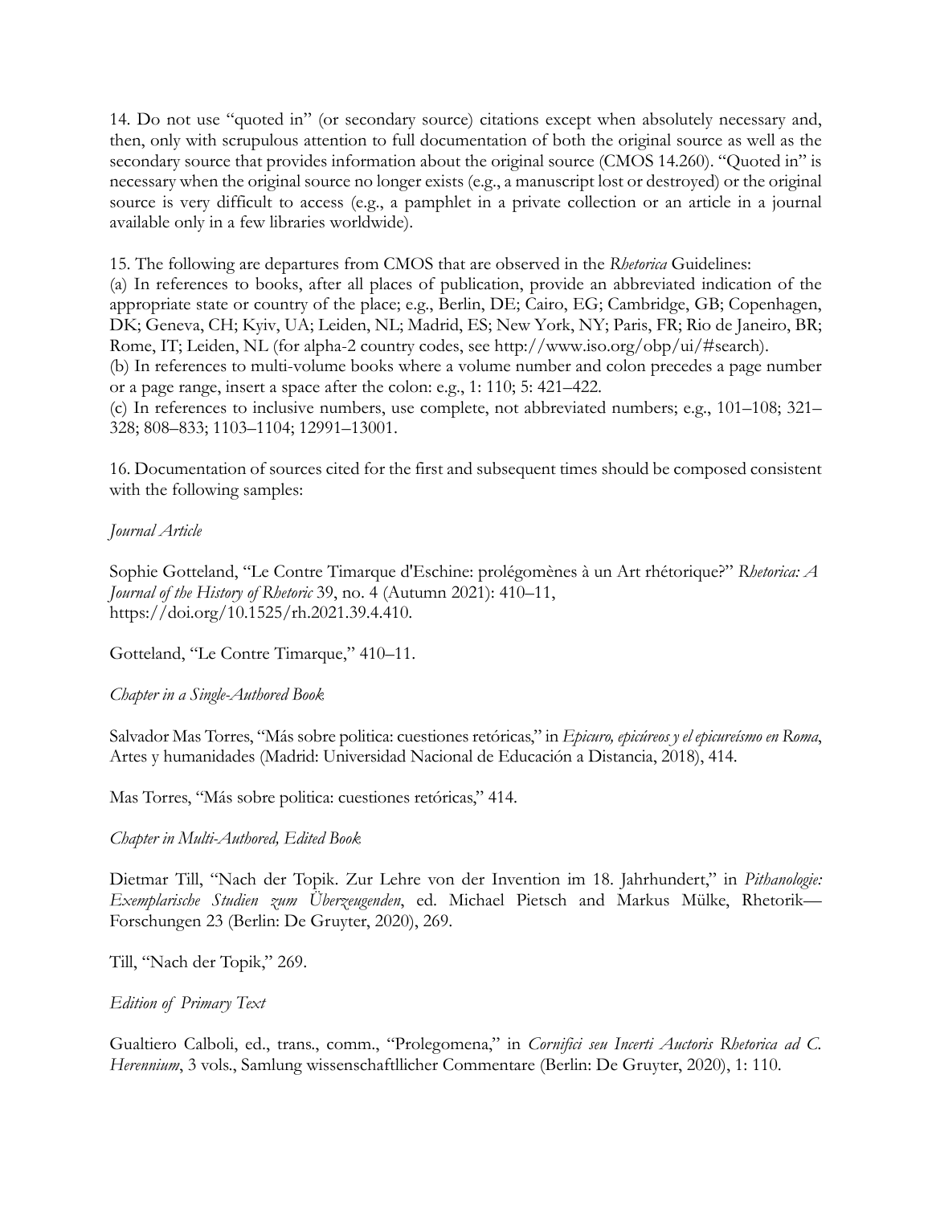14. Do not use "quoted in" (or secondary source) citations except when absolutely necessary and, then, only with scrupulous attention to full documentation of both the original source as well as the secondary source that provides information about the original source (CMOS 14.260). "Quoted in" is necessary when the original source no longer exists (e.g., a manuscript lost or destroyed) or the original source is very difficult to access (e.g., a pamphlet in a private collection or an article in a journal available only in a few libraries worldwide).

15. The following are departures from CMOS that are observed in the *Rhetorica* Guidelines:
(a) In references to books, after all places of publication, provide an abbreviated indication of the appropriate state or country of the place; e.g., Berlin, DE; Cairo, EG; Cambridge, GB; Copenhagen, DK; Geneva, CH; Kyiv, UA; Leiden, NL; Madrid, ES; New York, NY; Paris, FR; Rio de Janeiro, BR; Rome, IT; Leiden, NL (for alpha-2 country codes, see http://www.iso.org/obp/ui/#search).
(b) In references to multi-volume books where a volume number and colon precedes a page number or a page range, insert a space after the colon: e.g., 1: 110; 5: 421–422.
(c) In references to inclusive numbers, use complete, not abbreviated numbers; e.g., 101–108; 321–328; 808–833; 1103–1104; 12991–13001.

16. Documentation of sources cited for the first and subsequent times should be composed consistent with the following samples:

*Journal Article*

Sophie Gotteland, "Le Contre Timarque d'Eschine: prolégomènes à un Art rhétorique?" *Rhetorica: A Journal of the History of Rhetoric* 39, no. 4 (Autumn 2021): 410–11, https://doi.org/10.1525/rh.2021.39.4.410.

Gotteland, "Le Contre Timarque," 410–11.

*Chapter in a Single-Authored Book*

Salvador Mas Torres, "Más sobre politica: cuestiones retóricas," in *Epicuro, epicúreos y el epicureísmo en Roma*, Artes y humanidades (Madrid: Universidad Nacional de Educación a Distancia, 2018), 414.

Mas Torres, "Más sobre politica: cuestiones retóricas," 414.

*Chapter in Multi-Authored, Edited Book*

Dietmar Till, "Nach der Topik. Zur Lehre von der Invention im 18. Jahrhundert," in *Pithanologie: Exemplarische Studien zum Überzeugenden*, ed. Michael Pietsch and Markus Mülke, Rhetorik—Forschungen 23 (Berlin: De Gruyter, 2020), 269.

Till, "Nach der Topik," 269.

*Edition of Primary Text*

Gualtiero Calboli, ed., trans., comm., "Prolegomena," in *Cornifici seu Incerti Auctoris Rhetorica ad C. Herennium*, 3 vols., Samlung wissenschaftllicher Commentare (Berlin: De Gruyter, 2020), 1: 110.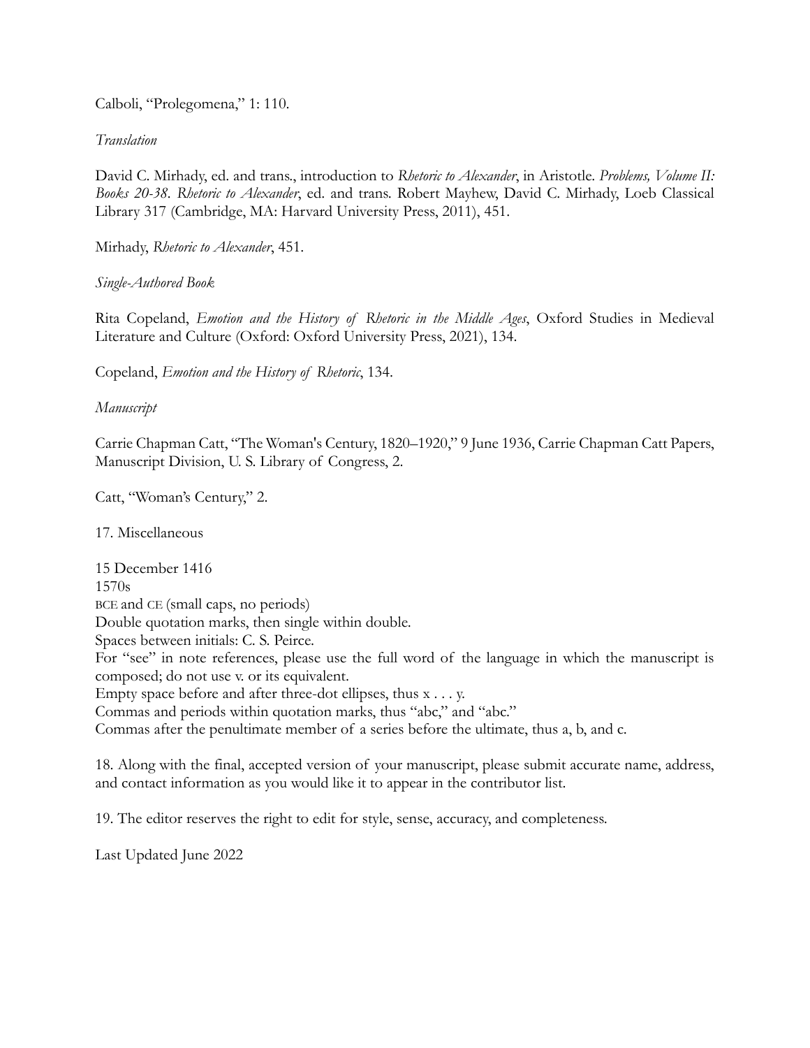Calboli, "Prolegomena," 1: 110.

*Translation*

David C. Mirhady, ed. and trans., introduction to *Rhetoric to Alexander*, in Aristotle. *Problems, Volume II: Books 20-38*. *Rhetoric to Alexander*, ed. and trans. Robert Mayhew, David C. Mirhady, Loeb Classical Library 317 (Cambridge, MA: Harvard University Press, 2011), 451.

Mirhady, *Rhetoric to Alexander*, 451.

*Single-Authored Book*

Rita Copeland, *Emotion and the History of Rhetoric in the Middle Ages*, Oxford Studies in Medieval Literature and Culture (Oxford: Oxford University Press, 2021), 134.

Copeland, *Emotion and the History of Rhetoric*, 134.

*Manuscript*

Carrie Chapman Catt, "The Woman's Century, 1820–1920," 9 June 1936, Carrie Chapman Catt Papers, Manuscript Division, U. S. Library of Congress, 2.

Catt, "Woman's Century," 2.

17. Miscellaneous

15 December 1416
1570s
BCE and CE (small caps, no periods)
Double quotation marks, then single within double.
Spaces between initials: C. S. Peirce.
For "see" in note references, please use the full word of the language in which the manuscript is composed; do not use v. or its equivalent.
Empty space before and after three-dot ellipses, thus x . . . y.
Commas and periods within quotation marks, thus "abc," and "abc."
Commas after the penultimate member of a series before the ultimate, thus a, b, and c.

18. Along with the final, accepted version of your manuscript, please submit accurate name, address, and contact information as you would like it to appear in the contributor list.

19. The editor reserves the right to edit for style, sense, accuracy, and completeness.

Last Updated June 2022